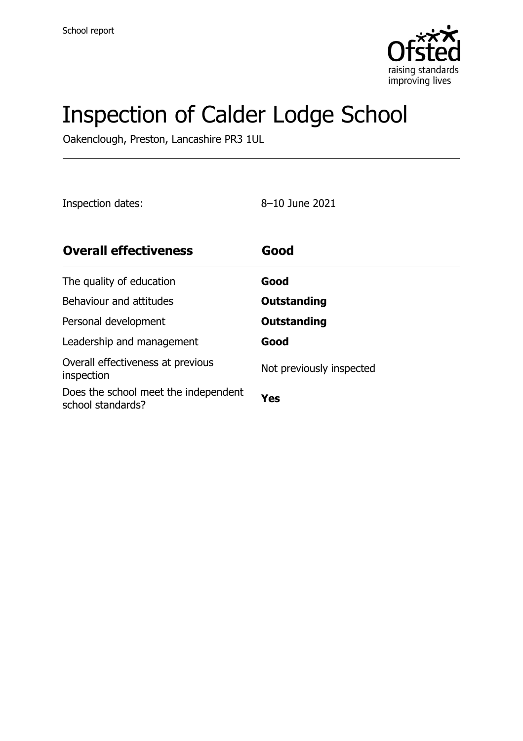School report

# Inspection of Calder Lodge School

Oakenclough, Preston, Lancashire PR3 1UL

Inspection dates: 8–10 June 2021

| **Overall effectiveness** | **Good** |
|---|---|
| The quality of education | **Good** |
| Behaviour and attitudes | **Outstanding** |
| Personal development | **Outstanding** |
| Leadership and management | **Good** |
| Overall effectiveness at previous inspection | Not previously inspected |
| Does the school meet the independent school standards? | **Yes** |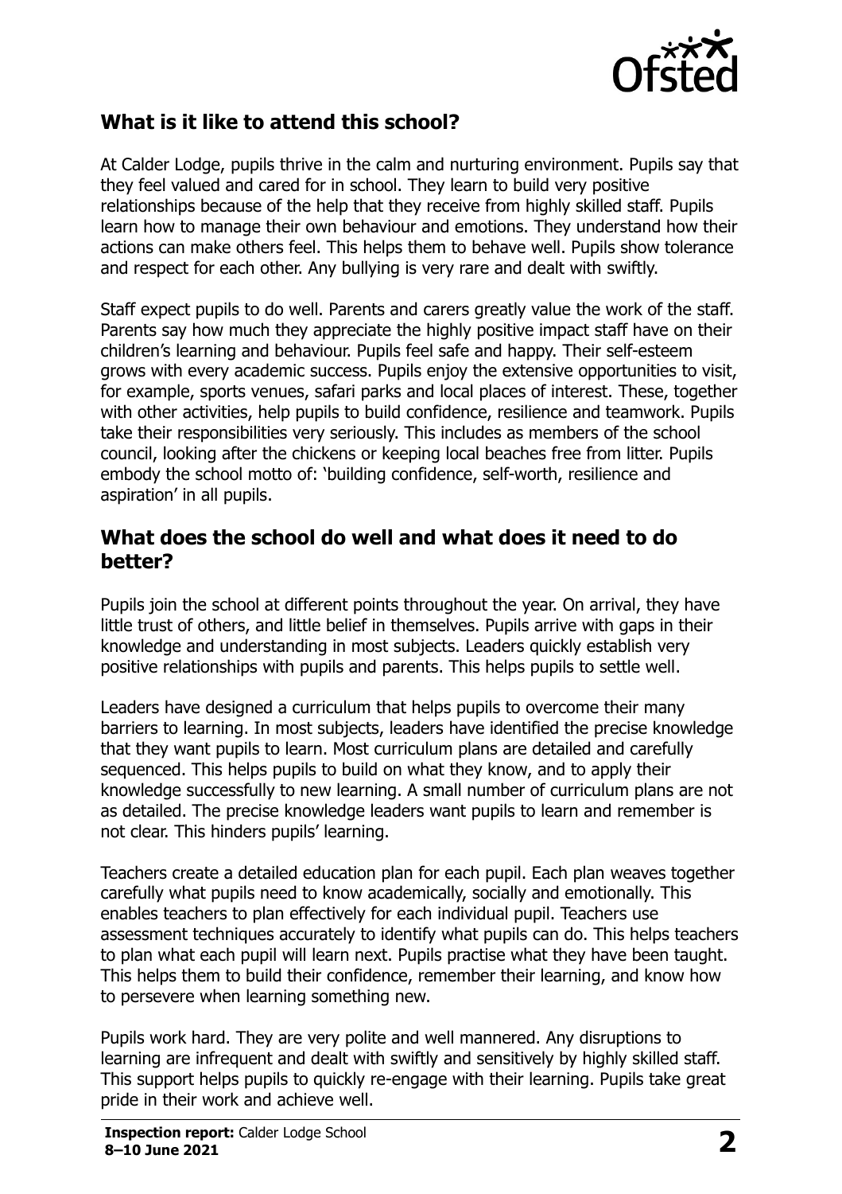## What is it like to attend this school?

At Calder Lodge, pupils thrive in the calm and nurturing environment. Pupils say that they feel valued and cared for in school. They learn to build very positive relationships because of the help that they receive from highly skilled staff. Pupils learn how to manage their own behaviour and emotions. They understand how their actions can make others feel. This helps them to behave well. Pupils show tolerance and respect for each other. Any bullying is very rare and dealt with swiftly.

Staff expect pupils to do well. Parents and carers greatly value the work of the staff. Parents say how much they appreciate the highly positive impact staff have on their children's learning and behaviour. Pupils feel safe and happy. Their self-esteem grows with every academic success. Pupils enjoy the extensive opportunities to visit, for example, sports venues, safari parks and local places of interest. These, together with other activities, help pupils to build confidence, resilience and teamwork. Pupils take their responsibilities very seriously. This includes as members of the school council, looking after the chickens or keeping local beaches free from litter. Pupils embody the school motto of: 'building confidence, self-worth, resilience and aspiration' in all pupils.

## What does the school do well and what does it need to do better?

Pupils join the school at different points throughout the year. On arrival, they have little trust of others, and little belief in themselves. Pupils arrive with gaps in their knowledge and understanding in most subjects. Leaders quickly establish very positive relationships with pupils and parents. This helps pupils to settle well.

Leaders have designed a curriculum that helps pupils to overcome their many barriers to learning. In most subjects, leaders have identified the precise knowledge that they want pupils to learn. Most curriculum plans are detailed and carefully sequenced. This helps pupils to build on what they know, and to apply their knowledge successfully to new learning. A small number of curriculum plans are not as detailed. The precise knowledge leaders want pupils to learn and remember is not clear. This hinders pupils' learning.

Teachers create a detailed education plan for each pupil. Each plan weaves together carefully what pupils need to know academically, socially and emotionally. This enables teachers to plan effectively for each individual pupil. Teachers use assessment techniques accurately to identify what pupils can do. This helps teachers to plan what each pupil will learn next. Pupils practise what they have been taught. This helps them to build their confidence, remember their learning, and know how to persevere when learning something new.

Pupils work hard. They are very polite and well mannered. Any disruptions to learning are infrequent and dealt with swiftly and sensitively by highly skilled staff. This support helps pupils to quickly re-engage with their learning. Pupils take great pride in their work and achieve well.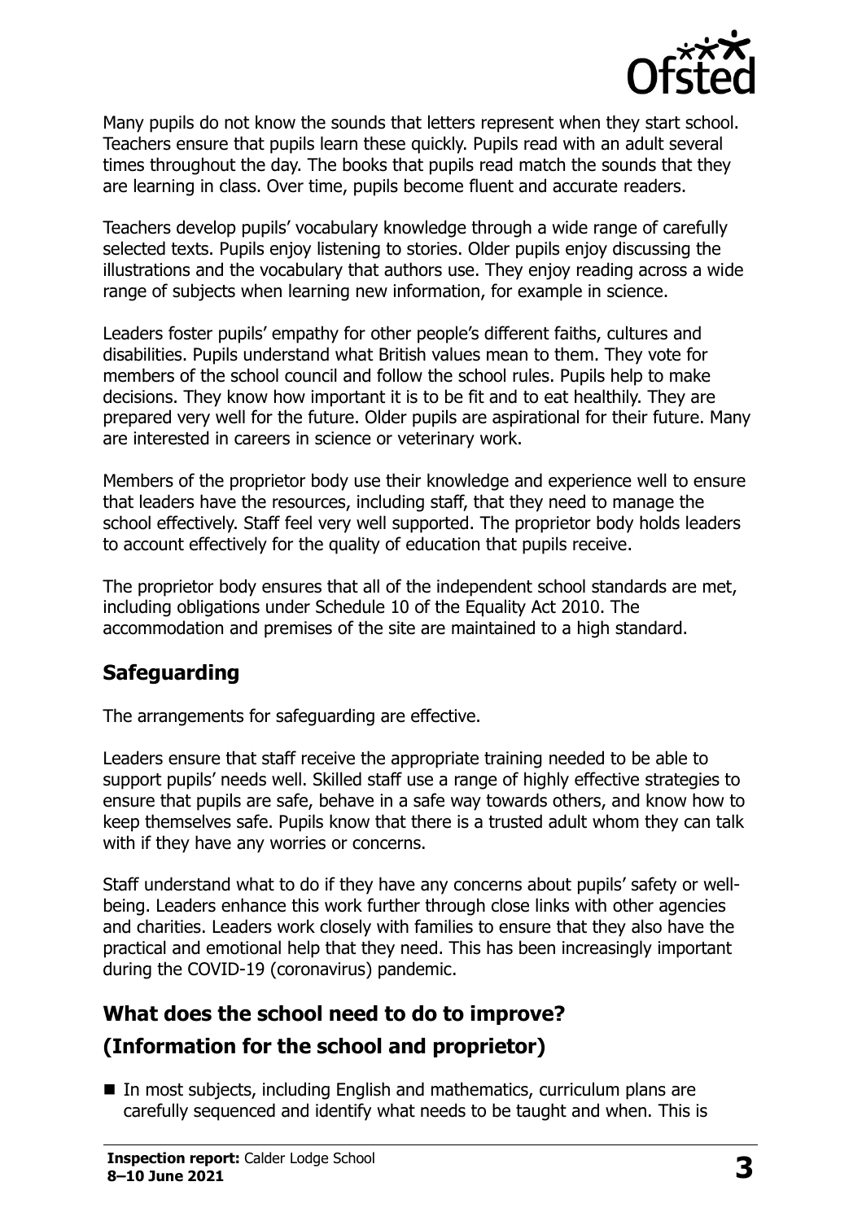Many pupils do not know the sounds that letters represent when they start school. Teachers ensure that pupils learn these quickly. Pupils read with an adult several times throughout the day. The books that pupils read match the sounds that they are learning in class. Over time, pupils become fluent and accurate readers.

Teachers develop pupils' vocabulary knowledge through a wide range of carefully selected texts. Pupils enjoy listening to stories. Older pupils enjoy discussing the illustrations and the vocabulary that authors use. They enjoy reading across a wide range of subjects when learning new information, for example in science.

Leaders foster pupils' empathy for other people's different faiths, cultures and disabilities. Pupils understand what British values mean to them. They vote for members of the school council and follow the school rules. Pupils help to make decisions. They know how important it is to be fit and to eat healthily. They are prepared very well for the future. Older pupils are aspirational for their future. Many are interested in careers in science or veterinary work.

Members of the proprietor body use their knowledge and experience well to ensure that leaders have the resources, including staff, that they need to manage the school effectively. Staff feel very well supported. The proprietor body holds leaders to account effectively for the quality of education that pupils receive.

The proprietor body ensures that all of the independent school standards are met, including obligations under Schedule 10 of the Equality Act 2010. The accommodation and premises of the site are maintained to a high standard.

## Safeguarding

The arrangements for safeguarding are effective.

Leaders ensure that staff receive the appropriate training needed to be able to support pupils' needs well. Skilled staff use a range of highly effective strategies to ensure that pupils are safe, behave in a safe way towards others, and know how to keep themselves safe. Pupils know that there is a trusted adult whom they can talk with if they have any worries or concerns.

Staff understand what to do if they have any concerns about pupils' safety or well-being. Leaders enhance this work further through close links with other agencies and charities. Leaders work closely with families to ensure that they also have the practical and emotional help that they need. This has been increasingly important during the COVID-19 (coronavirus) pandemic.

## What does the school need to do to improve? (Information for the school and proprietor)

- In most subjects, including English and mathematics, curriculum plans are carefully sequenced and identify what needs to be taught and when. This is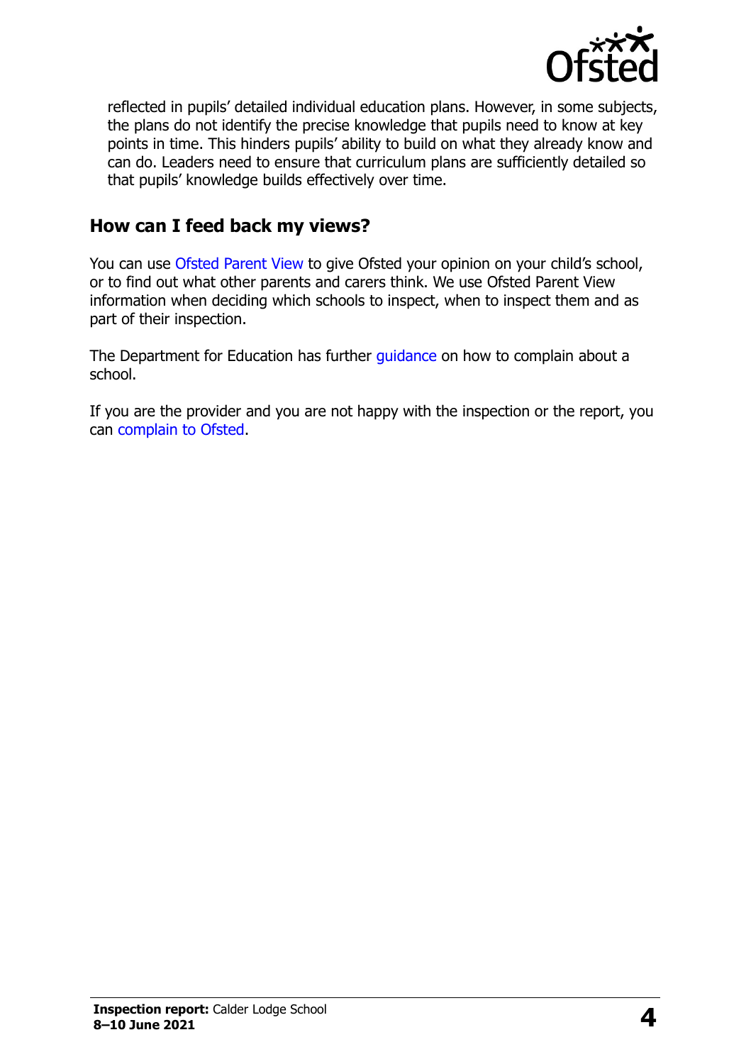reflected in pupils' detailed individual education plans. However, in some subjects, the plans do not identify the precise knowledge that pupils need to know at key points in time. This hinders pupils' ability to build on what they already know and can do. Leaders need to ensure that curriculum plans are sufficiently detailed so that pupils' knowledge builds effectively over time.

## How can I feed back my views?

You can use Ofsted Parent View to give Ofsted your opinion on your child's school, or to find out what other parents and carers think. We use Ofsted Parent View information when deciding which schools to inspect, when to inspect them and as part of their inspection.

The Department for Education has further guidance on how to complain about a school.

If you are the provider and you are not happy with the inspection or the report, you can complain to Ofsted.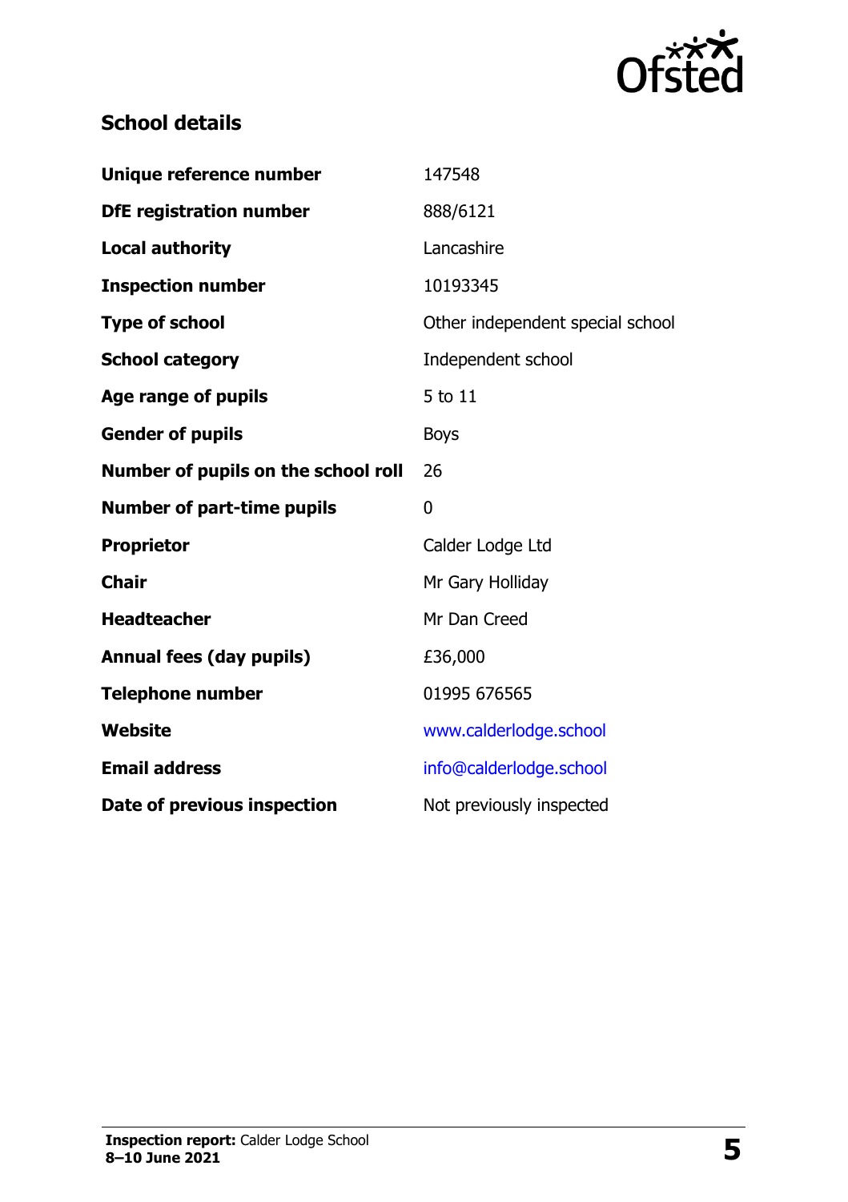## School details

| | |
|---|---|
| **Unique reference number** | 147548 |
| **DfE registration number** | 888/6121 |
| **Local authority** | Lancashire |
| **Inspection number** | 10193345 |
| **Type of school** | Other independent special school |
| **School category** | Independent school |
| **Age range of pupils** | 5 to 11 |
| **Gender of pupils** | Boys |
| **Number of pupils on the school roll** | 26 |
| **Number of part-time pupils** | 0 |
| **Proprietor** | Calder Lodge Ltd |
| **Chair** | Mr Gary Holliday |
| **Headteacher** | Mr Dan Creed |
| **Annual fees (day pupils)** | £36,000 |
| **Telephone number** | 01995 676565 |
| **Website** | www.calderlodge.school |
| **Email address** | info@calderlodge.school |
| **Date of previous inspection** | Not previously inspected |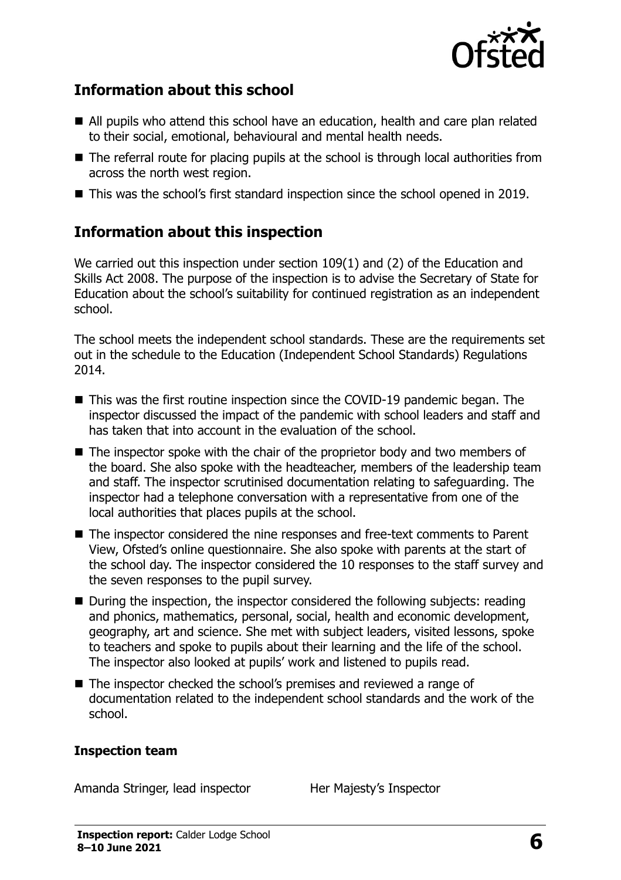## Information about this school

- All pupils who attend this school have an education, health and care plan related to their social, emotional, behavioural and mental health needs.
- The referral route for placing pupils at the school is through local authorities from across the north west region.
- This was the school's first standard inspection since the school opened in 2019.

## Information about this inspection

We carried out this inspection under section 109(1) and (2) of the Education and Skills Act 2008. The purpose of the inspection is to advise the Secretary of State for Education about the school's suitability for continued registration as an independent school.

The school meets the independent school standards. These are the requirements set out in the schedule to the Education (Independent School Standards) Regulations 2014.

- This was the first routine inspection since the COVID-19 pandemic began. The inspector discussed the impact of the pandemic with school leaders and staff and has taken that into account in the evaluation of the school.
- The inspector spoke with the chair of the proprietor body and two members of the board. She also spoke with the headteacher, members of the leadership team and staff. The inspector scrutinised documentation relating to safeguarding. The inspector had a telephone conversation with a representative from one of the local authorities that places pupils at the school.
- The inspector considered the nine responses and free-text comments to Parent View, Ofsted's online questionnaire. She also spoke with parents at the start of the school day. The inspector considered the 10 responses to the staff survey and the seven responses to the pupil survey.
- During the inspection, the inspector considered the following subjects: reading and phonics, mathematics, personal, social, health and economic development, geography, art and science. She met with subject leaders, visited lessons, spoke to teachers and spoke to pupils about their learning and the life of the school. The inspector also looked at pupils' work and listened to pupils read.
- The inspector checked the school's premises and reviewed a range of documentation related to the independent school standards and the work of the school.

### Inspection team

| | |
|---|---|
| Amanda Stringer, lead inspector | Her Majesty's Inspector |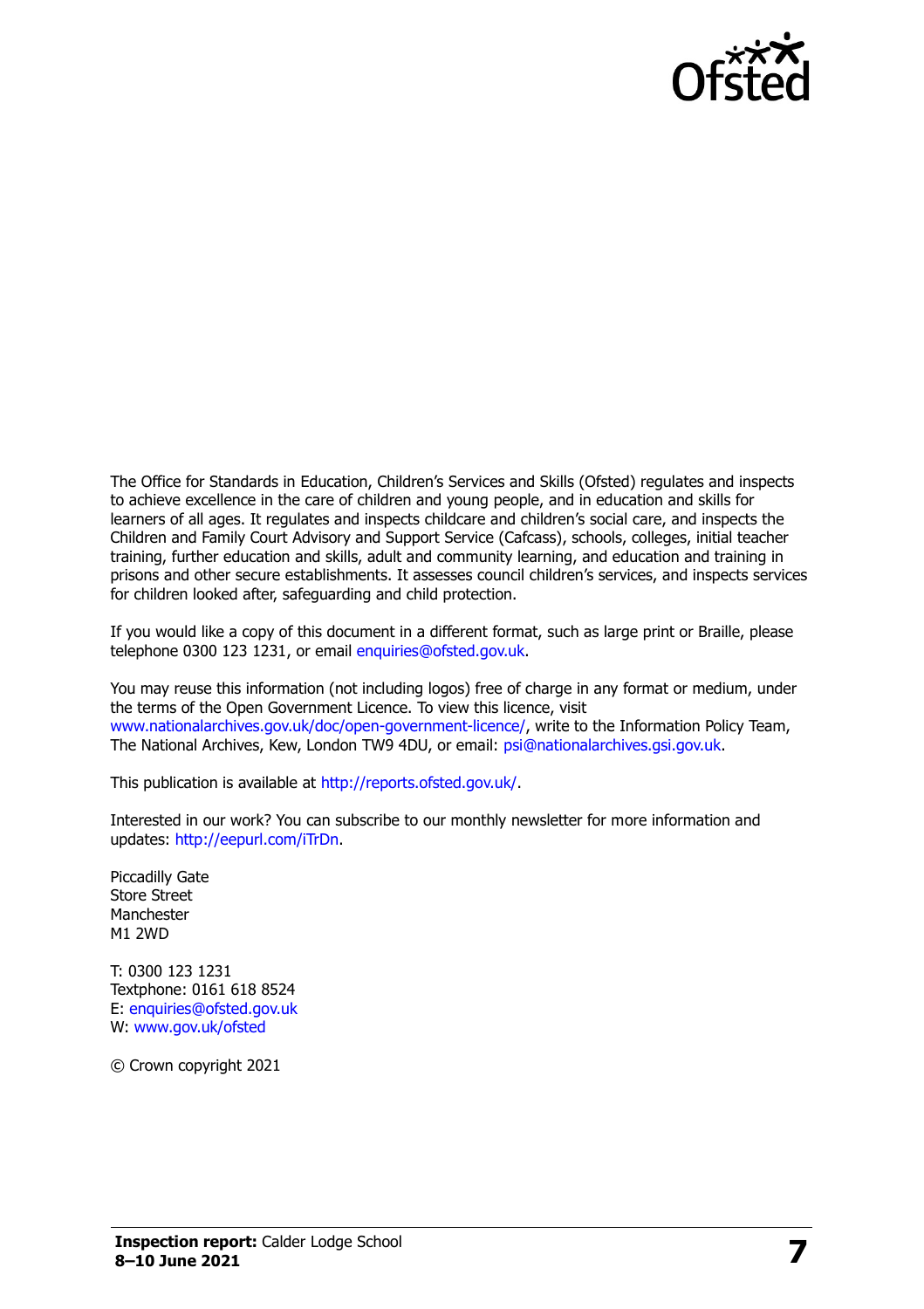The Office for Standards in Education, Children's Services and Skills (Ofsted) regulates and inspects to achieve excellence in the care of children and young people, and in education and skills for learners of all ages. It regulates and inspects childcare and children's social care, and inspects the Children and Family Court Advisory and Support Service (Cafcass), schools, colleges, initial teacher training, further education and skills, adult and community learning, and education and training in prisons and other secure establishments. It assesses council children's services, and inspects services for children looked after, safeguarding and child protection.

If you would like a copy of this document in a different format, such as large print or Braille, please telephone 0300 123 1231, or email enquiries@ofsted.gov.uk.

You may reuse this information (not including logos) free of charge in any format or medium, under the terms of the Open Government Licence. To view this licence, visit www.nationalarchives.gov.uk/doc/open-government-licence/, write to the Information Policy Team, The National Archives, Kew, London TW9 4DU, or email: psi@nationalarchives.gsi.gov.uk.

This publication is available at http://reports.ofsted.gov.uk/.

Interested in our work? You can subscribe to our monthly newsletter for more information and updates: http://eepurl.com/iTrDn.

Piccadilly Gate
Store Street
Manchester
M1 2WD

T: 0300 123 1231
Textphone: 0161 618 8524
E: enquiries@ofsted.gov.uk
W: www.gov.uk/ofsted

© Crown copyright 2021